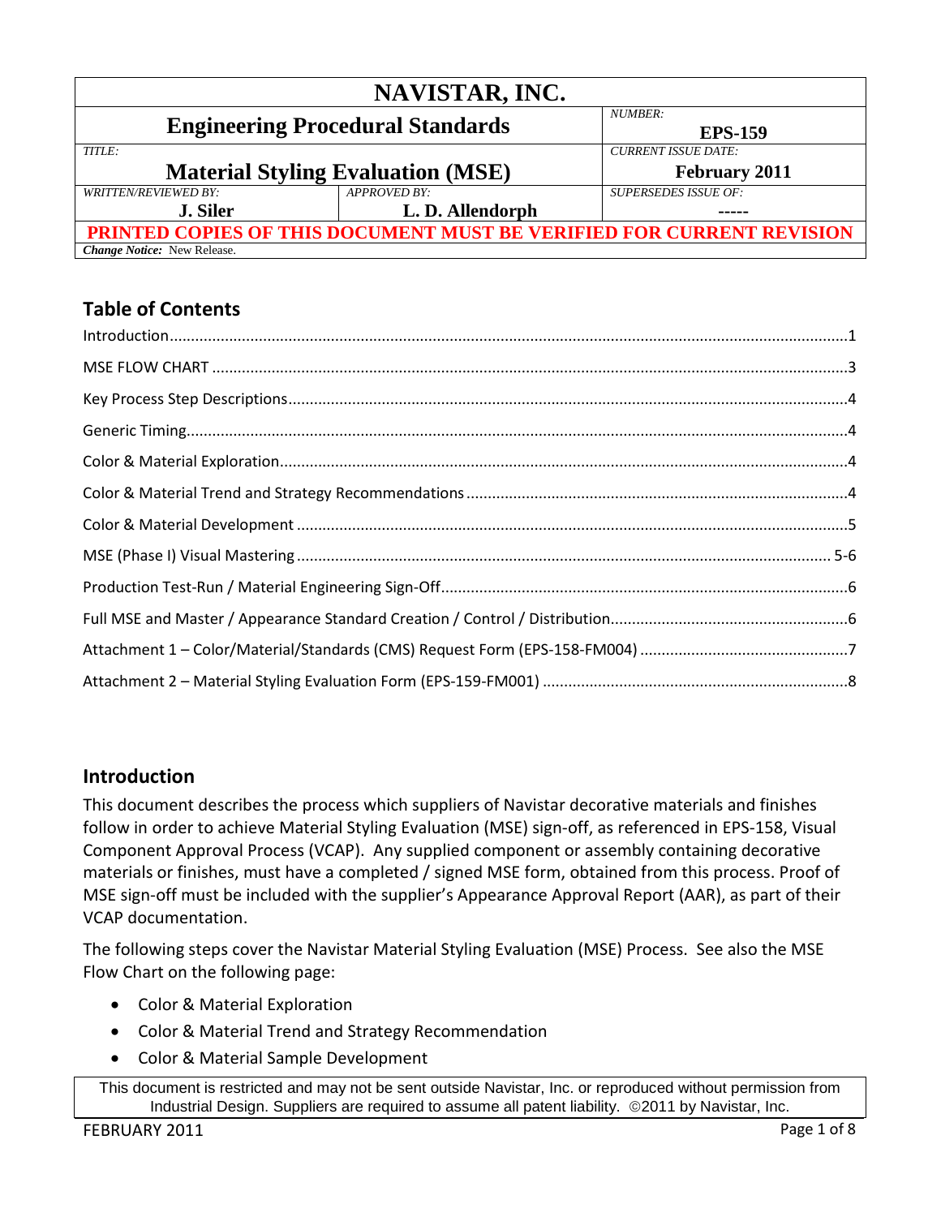| NAVISTAR, INC. | | |
|---|---|---|
| **Engineering Procedural Standards** | | *NUMBER:* **EPS-159** |
| *TITLE:* **Material Styling Evaluation (MSE)** | | *CURRENT ISSUE DATE:* **February 2011** |
| *WRITTEN/REVIEWED BY:* **J. Siler** | *APPROVED BY:* **L. D. Allendorph** | *SUPERSEDES ISSUE OF:* **-----** |
| **PRINTED COPIES OF THIS DOCUMENT MUST BE VERIFIED FOR CURRENT REVISION** | | |
| ***Change Notice:*** New Release. | | |

## Table of Contents

Introduction....1

MSE FLOW CHART....3

Key Process Step Descriptions....4

Generic Timing....4

Color & Material Exploration....4

Color & Material Trend and Strategy Recommendations....4

Color & Material Development....5

MSE (Phase I) Visual Mastering....5-6

Production Test-Run / Material Engineering Sign-Off....6

Full MSE and Master / Appearance Standard Creation / Control / Distribution....6

Attachment 1 – Color/Material/Standards (CMS) Request Form (EPS-158-FM004)....7

Attachment 2 – Material Styling Evaluation Form (EPS-159-FM001)....8

## Introduction

This document describes the process which suppliers of Navistar decorative materials and finishes follow in order to achieve Material Styling Evaluation (MSE) sign-off, as referenced in EPS-158, Visual Component Approval Process (VCAP). Any supplied component or assembly containing decorative materials or finishes, must have a completed / signed MSE form, obtained from this process. Proof of MSE sign-off must be included with the supplier's Appearance Approval Report (AAR), as part of their VCAP documentation.

The following steps cover the Navistar Material Styling Evaluation (MSE) Process. See also the MSE Flow Chart on the following page:

- Color & Material Exploration
- Color & Material Trend and Strategy Recommendation
- Color & Material Sample Development

This document is restricted and may not be sent outside Navistar, Inc. or reproduced without permission from Industrial Design. Suppliers are required to assume all patent liability. ©2011 by Navistar, Inc.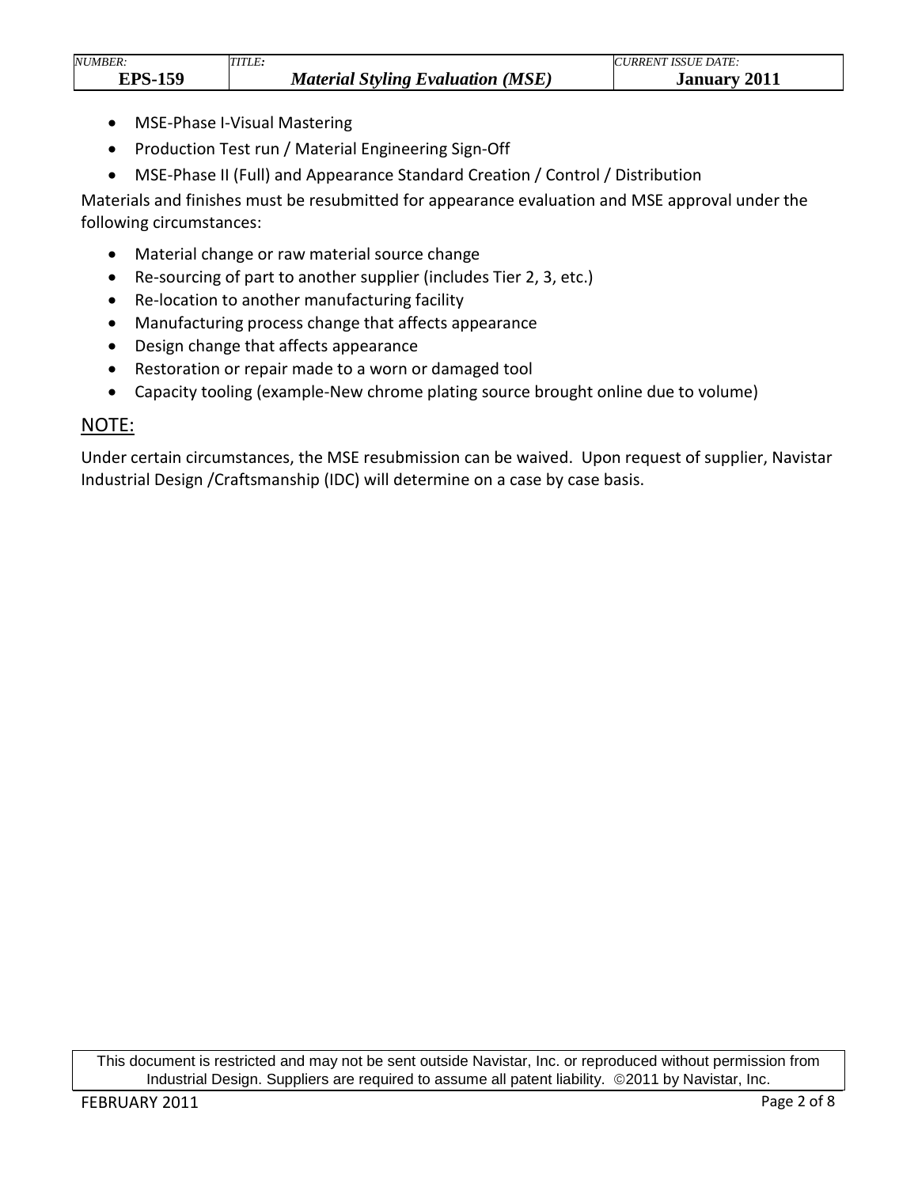- MSE-Phase I-Visual Mastering
- Production Test run / Material Engineering Sign-Off
- MSE-Phase II (Full) and Appearance Standard Creation / Control / Distribution

Materials and finishes must be resubmitted for appearance evaluation and MSE approval under the following circumstances:

- Material change or raw material source change
- Re-sourcing of part to another supplier (includes Tier 2, 3, etc.)
- Re-location to another manufacturing facility
- Manufacturing process change that affects appearance
- Design change that affects appearance
- Restoration or repair made to a worn or damaged tool
- Capacity tooling (example-New chrome plating source brought online due to volume)

## NOTE:

Under certain circumstances, the MSE resubmission can be waived. Upon request of supplier, Navistar Industrial Design /Craftsmanship (IDC) will determine on a case by case basis.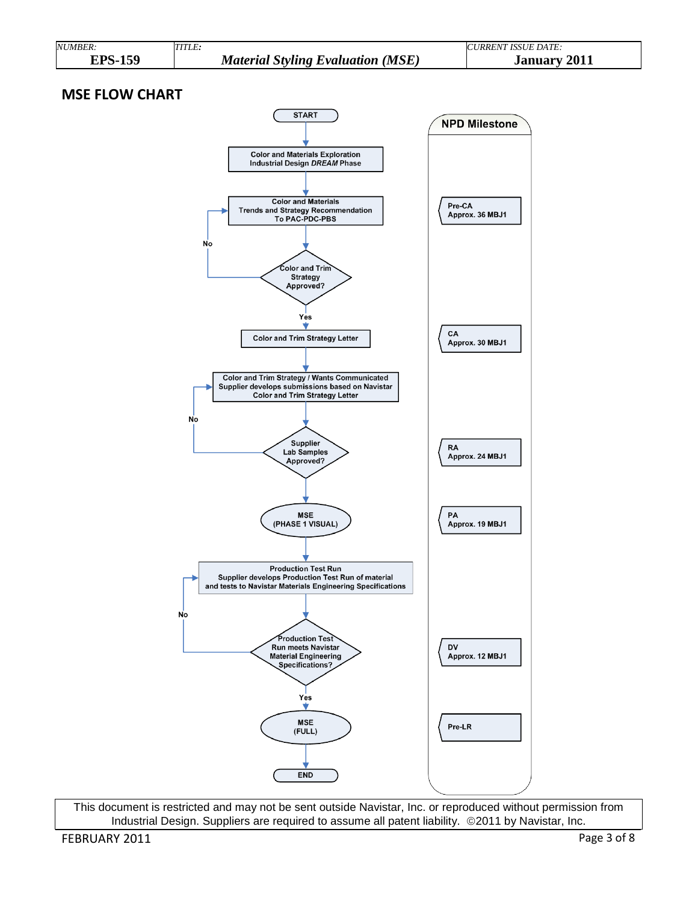## MSE FLOW CHART

START

**Color and Materials Exploration**
**Industrial Design *DREAM* Phase**

**Color and Materials**
**Trends and Strategy Recommendation**
**To PAC-PDC-PBS**

**Color and Trim Strategy Approved?**
- No → return to Color and Materials Trends and Strategy Recommendation
- Yes ↓

**Color and Trim Strategy Letter**

**Color and Trim Strategy / Wants Communicated**
**Supplier develops submissions based on Navistar Color and Trim Strategy Letter**

**Supplier Lab Samples Approved?**
- No → return to Color and Trim Strategy / Wants Communicated
- Yes ↓

**MSE (PHASE 1 VISUAL)**

**Production Test Run**
**Supplier develops Production Test Run of material and tests to Navistar Materials Engineering Specifications**

**Production Test Run meets Navistar Material Engineering Specifications?**
- No → return to Production Test Run
- Yes ↓

**MSE (FULL)**

END

### NPD Milestone

- **Pre-CA** – Approx. 36 MBJ1 (Color and Materials Trends and Strategy Recommendation)
- **CA** – Approx. 30 MBJ1 (Color and Trim Strategy Letter)
- **RA** – Approx. 24 MBJ1 (Supplier Lab Samples Approved?)
- **PA** – Approx. 19 MBJ1 (MSE (PHASE 1 VISUAL))
- **DV** – Approx. 12 MBJ1 (Production Test Run meets Navistar Material Engineering Specifications?)
- **Pre-LR** (MSE (FULL))

This document is restricted and may not be sent outside Navistar, Inc. or reproduced without permission from Industrial Design. Suppliers are required to assume all patent liability. ©2011 by Navistar, Inc.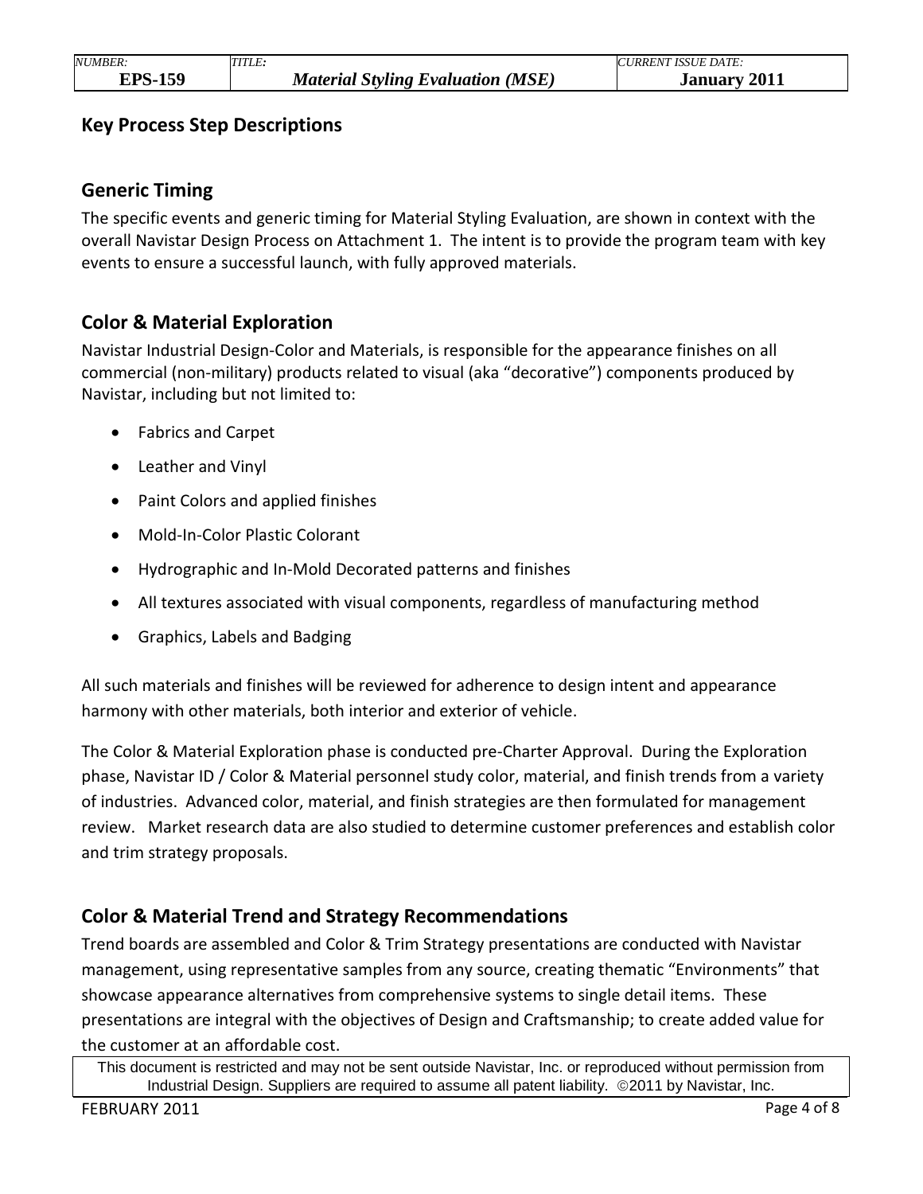## Key Process Step Descriptions

### Generic Timing

The specific events and generic timing for Material Styling Evaluation, are shown in context with the overall Navistar Design Process on Attachment 1. The intent is to provide the program team with key events to ensure a successful launch, with fully approved materials.

### Color & Material Exploration

Navistar Industrial Design-Color and Materials, is responsible for the appearance finishes on all commercial (non-military) products related to visual (aka "decorative") components produced by Navistar, including but not limited to:

- Fabrics and Carpet
- Leather and Vinyl
- Paint Colors and applied finishes
- Mold-In-Color Plastic Colorant
- Hydrographic and In-Mold Decorated patterns and finishes
- All textures associated with visual components, regardless of manufacturing method
- Graphics, Labels and Badging

All such materials and finishes will be reviewed for adherence to design intent and appearance harmony with other materials, both interior and exterior of vehicle.

The Color & Material Exploration phase is conducted pre-Charter Approval. During the Exploration phase, Navistar ID / Color & Material personnel study color, material, and finish trends from a variety of industries. Advanced color, material, and finish strategies are then formulated for management review. Market research data are also studied to determine customer preferences and establish color and trim strategy proposals.

### Color & Material Trend and Strategy Recommendations

Trend boards are assembled and Color & Trim Strategy presentations are conducted with Navistar management, using representative samples from any source, creating thematic "Environments" that showcase appearance alternatives from comprehensive systems to single detail items. These presentations are integral with the objectives of Design and Craftsmanship; to create added value for the customer at an affordable cost.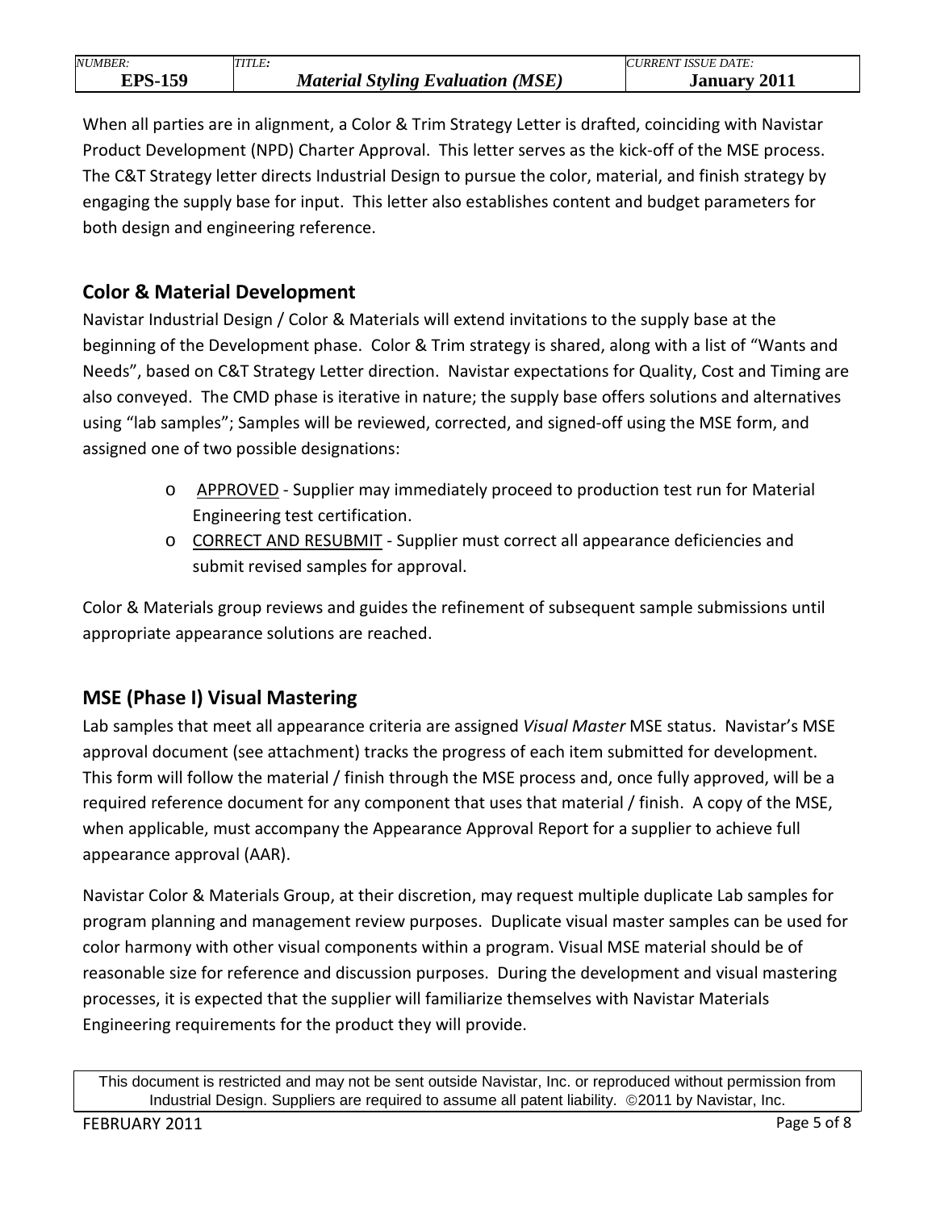When all parties are in alignment, a Color & Trim Strategy Letter is drafted, coinciding with Navistar Product Development (NPD) Charter Approval. This letter serves as the kick-off of the MSE process. The C&T Strategy letter directs Industrial Design to pursue the color, material, and finish strategy by engaging the supply base for input. This letter also establishes content and budget parameters for both design and engineering reference.

## Color & Material Development

Navistar Industrial Design / Color & Materials will extend invitations to the supply base at the beginning of the Development phase. Color & Trim strategy is shared, along with a list of "Wants and Needs", based on C&T Strategy Letter direction. Navistar expectations for Quality, Cost and Timing are also conveyed. The CMD phase is iterative in nature; the supply base offers solutions and alternatives using "lab samples"; Samples will be reviewed, corrected, and signed-off using the MSE form, and assigned one of two possible designations:

- APPROVED - Supplier may immediately proceed to production test run for Material Engineering test certification.
- CORRECT AND RESUBMIT - Supplier must correct all appearance deficiencies and submit revised samples for approval.

Color & Materials group reviews and guides the refinement of subsequent sample submissions until appropriate appearance solutions are reached.

## MSE (Phase I) Visual Mastering

Lab samples that meet all appearance criteria are assigned *Visual Master* MSE status. Navistar's MSE approval document (see attachment) tracks the progress of each item submitted for development. This form will follow the material / finish through the MSE process and, once fully approved, will be a required reference document for any component that uses that material / finish. A copy of the MSE, when applicable, must accompany the Appearance Approval Report for a supplier to achieve full appearance approval (AAR).

Navistar Color & Materials Group, at their discretion, may request multiple duplicate Lab samples for program planning and management review purposes. Duplicate visual master samples can be used for color harmony with other visual components within a program. Visual MSE material should be of reasonable size for reference and discussion purposes. During the development and visual mastering processes, it is expected that the supplier will familiarize themselves with Navistar Materials Engineering requirements for the product they will provide.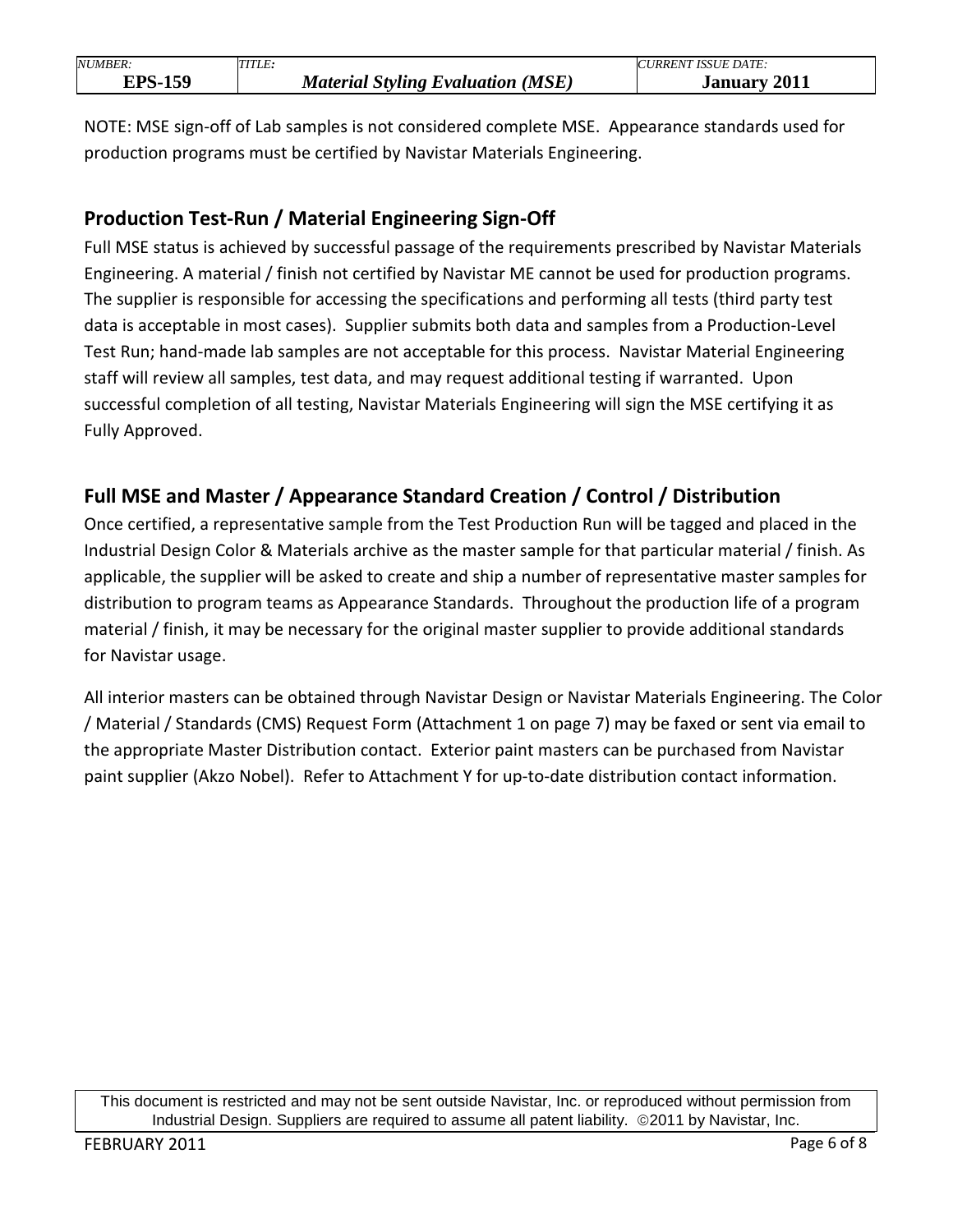NOTE: MSE sign-off of Lab samples is not considered complete MSE. Appearance standards used for production programs must be certified by Navistar Materials Engineering.

## Production Test-Run / Material Engineering Sign-Off

Full MSE status is achieved by successful passage of the requirements prescribed by Navistar Materials Engineering. A material / finish not certified by Navistar ME cannot be used for production programs. The supplier is responsible for accessing the specifications and performing all tests (third party test data is acceptable in most cases). Supplier submits both data and samples from a Production-Level Test Run; hand-made lab samples are not acceptable for this process. Navistar Material Engineering staff will review all samples, test data, and may request additional testing if warranted. Upon successful completion of all testing, Navistar Materials Engineering will sign the MSE certifying it as Fully Approved.

## Full MSE and Master / Appearance Standard Creation / Control / Distribution

Once certified, a representative sample from the Test Production Run will be tagged and placed in the Industrial Design Color & Materials archive as the master sample for that particular material / finish. As applicable, the supplier will be asked to create and ship a number of representative master samples for distribution to program teams as Appearance Standards. Throughout the production life of a program material / finish, it may be necessary for the original master supplier to provide additional standards for Navistar usage.

All interior masters can be obtained through Navistar Design or Navistar Materials Engineering. The Color / Material / Standards (CMS) Request Form (Attachment 1 on page 7) may be faxed or sent via email to the appropriate Master Distribution contact. Exterior paint masters can be purchased from Navistar paint supplier (Akzo Nobel). Refer to Attachment Y for up-to-date distribution contact information.

This document is restricted and may not be sent outside Navistar, Inc. or reproduced without permission from Industrial Design. Suppliers are required to assume all patent liability. ©2011 by Navistar, Inc.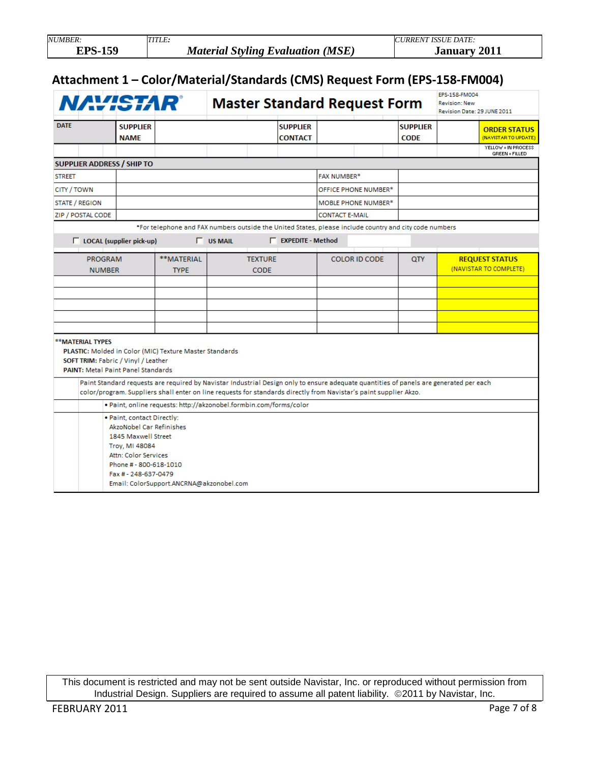## Attachment 1 – Color/Material/Standards (CMS) Request Form (EPS-158-FM004)

**NAVISTAR** **Master Standard Request Form**

EPS-158-FM004
Revision: New
Revision Date: 29 JUNE 2011

| DATE | SUPPLIER NAME | | SUPPLIER CONTACT | | SUPPLIER CODE | | ORDER STATUS (NAVISTAR TO UPDATE) |
|---|---|---|---|---|---|---|---|
| | | | | | | | YELLOW = IN PROCESS GREEN = FILLED |

**SUPPLIER ADDRESS / SHIP TO**

| | | | |
|---|---|---|---|
| STREET | | FAX NUMBER* | |
| CITY / TOWN | | OFFICE PHONE NUMBER* | |
| STATE / REGION | | MOBLE PHONE NUMBER* | |
| ZIP / POSTAL CODE | | CONTACT E-MAIL | |

*For telephone and FAX numbers outside the United States, please include country and city code numbers

☐ **LOCAL (supplier pick-up)** ☐ **US MAIL** ☐ **EXPEDITE - Method**

| PROGRAM NUMBER | **MATERIAL TYPE | TEXTURE CODE | COLOR ID CODE | QTY | REQUEST STATUS (NAVISTAR TO COMPLETE) |
|---|---|---|---|---|---|
| | | | | | |
| | | | | | |
| | | | | | |
| | | | | | |
| | | | | | |

****MATERIAL TYPES**

**PLASTIC:** Molded in Color (MIC) Texture Master Standards
**SOFT TRIM:** Fabric / Vinyl / Leather
**PAINT:** Metal Paint Panel Standards

Paint Standard requests are required by Navistar Industrial Design only to ensure adequate quantities of panels are generated per each color/program. Suppliers shall enter on line requests for standards directly from Navistar's paint supplier Akzo.

- Paint, online requests: http://akzonobel.formbin.com/forms/color
- Paint, contact Directly:
  AkzoNobel Car Refinishes
  1845 Maxwell Street
  Troy, MI 48084
  Attn: Color Services
  Phone # - 800-618-1010
  Fax # - 248-637-0479
  Email: ColorSupport.ANCRNA@akzonobel.com

This document is restricted and may not be sent outside Navistar, Inc. or reproduced without permission from Industrial Design. Suppliers are required to assume all patent liability. ©2011 by Navistar, Inc.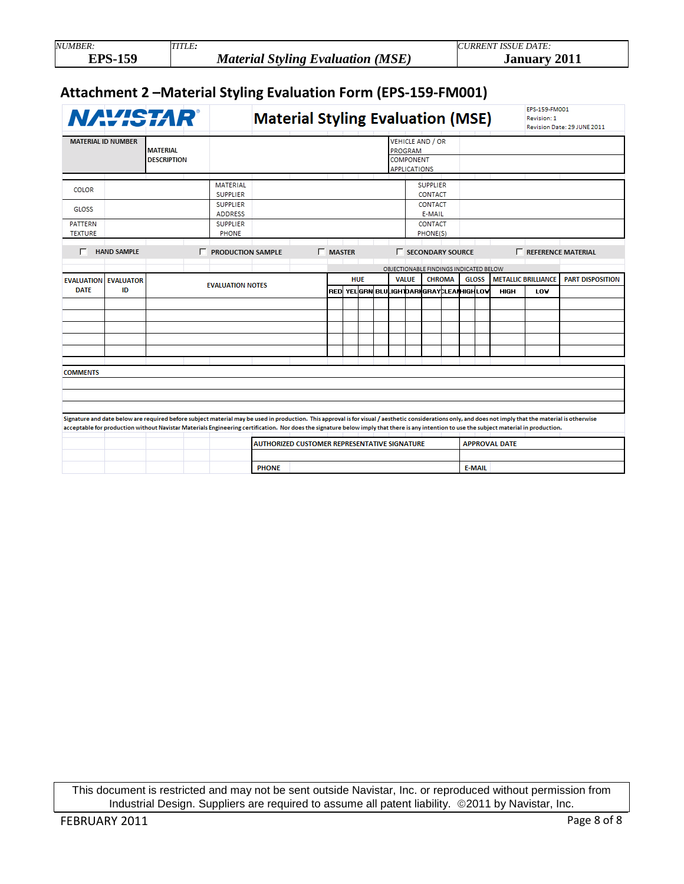## Attachment 2 –Material Styling Evaluation Form (EPS-159-FM001)

NAVISTAR®

# Material Styling Evaluation (MSE)

EPS-159-FM001
Revision: 1
Revision Date: 29 JUNE 2011

| | | | |
|---|---|---|---|
| MATERIAL ID NUMBER | MATERIAL DESCRIPTION | | VEHICLE AND / OR PROGRAM |
| | | | COMPONENT APPLICATIONS |

| | | | | | |
|---|---|---|---|---|---|
| COLOR | | MATERIAL SUPPLIER | | SUPPLIER CONTACT | |
| GLOSS | | SUPPLIER ADDRESS | | CONTACT E-MAIL | |
| PATTERN TEXTURE | | SUPPLIER PHONE | | CONTACT PHONE(S) | |

☐ HAND SAMPLE ☐ PRODUCTION SAMPLE ☐ MASTER ☐ SECONDARY SOURCE ☐ REFERENCE MATERIAL

OBJECTIONABLE FINDINGS INDICATED BELOW

| EVALUATION DATE | EVALUATOR ID | EVALUATION NOTES | HUE | | | | VALUE | | CHROMA | | GLOSS | | METALLIC BRILLIANCE | | PART DISPOSITION |
|---|---|---|---|---|---|---|---|---|---|---|---|---|---|---|---|
| | | | RED | YEL | GRN | BLU | LIGHT | DARK | GRAY | CLEAN | HIGH | LOW | HIGH | LOW | |
| | | | | | | | | | | | | | | | |
| | | | | | | | | | | | | | | | |
| | | | | | | | | | | | | | | | |
| | | | | | | | | | | | | | | | |
| | | | | | | | | | | | | | | | |

COMMENTS

Signature and date below are required before subject material may be used in production. This approval is for visual / aesthetic considerations only, and does not imply that the material is otherwise acceptable for production without Navistar Materials Engineering certification. Nor does the signature below imply that there is any intention to use the subject material in production.

| | |
|---|---|
| AUTHORIZED CUSTOMER REPRESENTATIVE SIGNATURE | APPROVAL DATE |
| | |
| PHONE | E-MAIL |

This document is restricted and may not be sent outside Navistar, Inc. or reproduced without permission from Industrial Design. Suppliers are required to assume all patent liability. ©2011 by Navistar, Inc.